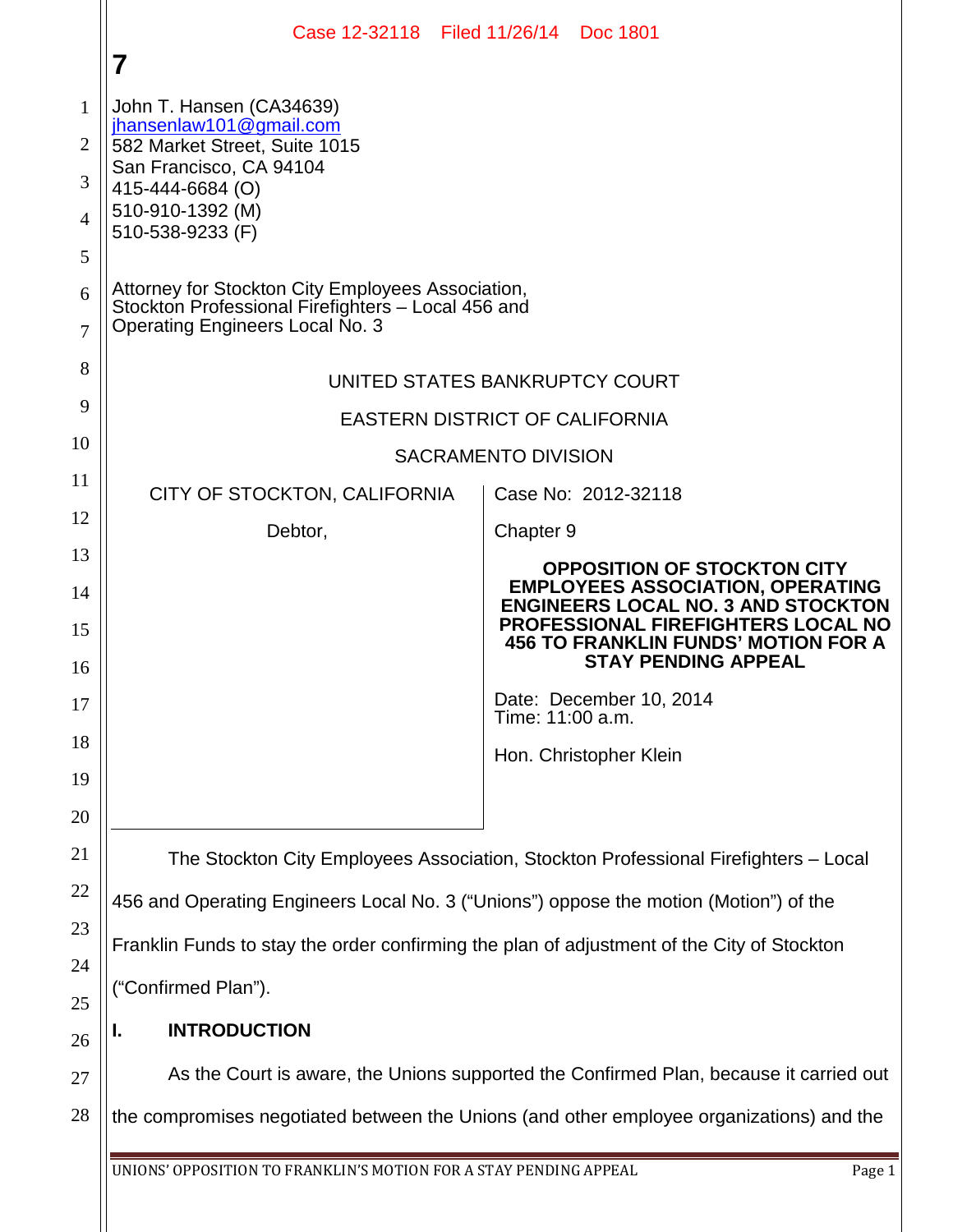John T. Hansen (CA34639)
jhansenlaw101@gmail.com
582 Market Street, Suite 1015
San Francisco, CA 94104
415-444-6684 (O)
510-910-1392 (M)
510-538-9233 (F)

Attorney for Stockton City Employees Association, Stockton Professional Firefighters – Local 456 and Operating Engineers Local No. 3

UNITED STATES BANKRUPTCY COURT

EASTERN DISTRICT OF CALIFORNIA

SACRAMENTO DIVISION

| | |
|---|---|
| CITY OF STOCKTON, CALIFORNIA<br><br>Debtor, | Case No: 2012-32118<br><br>Chapter 9<br><br>**OPPOSITION OF STOCKTON CITY EMPLOYEES ASSOCIATION, OPERATING ENGINEERS LOCAL NO. 3 AND STOCKTON PROFESSIONAL FIREFIGHTERS LOCAL NO 456 TO FRANKLIN FUNDS' MOTION FOR A STAY PENDING APPEAL**<br><br>Date: December 10, 2014<br>Time: 11:00 a.m.<br><br>Hon. Christopher Klein |

The Stockton City Employees Association, Stockton Professional Firefighters – Local 456 and Operating Engineers Local No. 3 ("Unions") oppose the motion (Motion") of the Franklin Funds to stay the order confirming the plan of adjustment of the City of Stockton ("Confirmed Plan").

## I. INTRODUCTION

As the Court is aware, the Unions supported the Confirmed Plan, because it carried out the compromises negotiated between the Unions (and other employee organizations) and the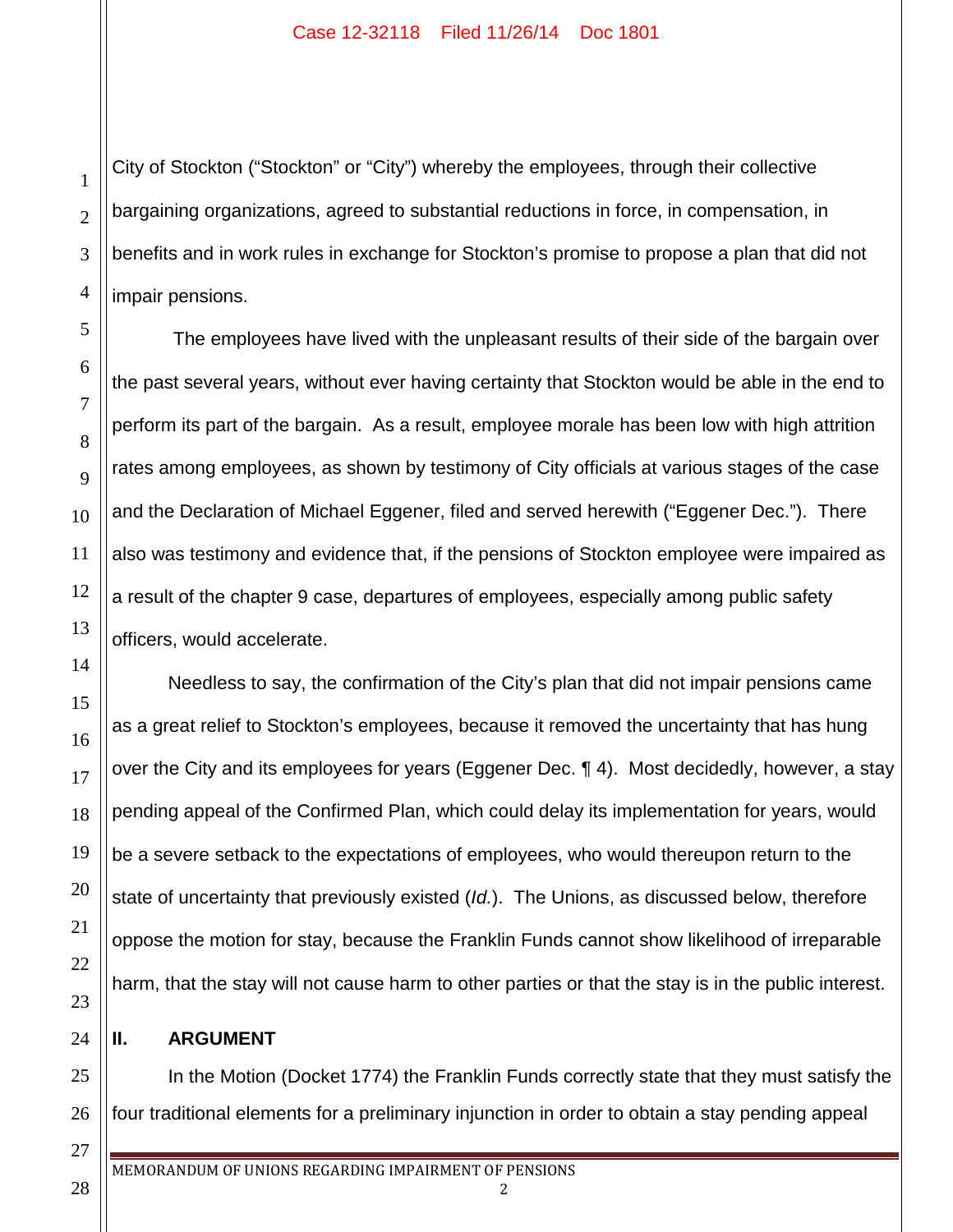City of Stockton ("Stockton" or "City") whereby the employees, through their collective bargaining organizations, agreed to substantial reductions in force, in compensation, in benefits and in work rules in exchange for Stockton's promise to propose a plan that did not impair pensions.

The employees have lived with the unpleasant results of their side of the bargain over the past several years, without ever having certainty that Stockton would be able in the end to perform its part of the bargain. As a result, employee morale has been low with high attrition rates among employees, as shown by testimony of City officials at various stages of the case and the Declaration of Michael Eggener, filed and served herewith ("Eggener Dec."). There also was testimony and evidence that, if the pensions of Stockton employee were impaired as a result of the chapter 9 case, departures of employees, especially among public safety officers, would accelerate.

Needless to say, the confirmation of the City's plan that did not impair pensions came as a great relief to Stockton's employees, because it removed the uncertainty that has hung over the City and its employees for years (Eggener Dec. ¶ 4). Most decidedly, however, a stay pending appeal of the Confirmed Plan, which could delay its implementation for years, would be a severe setback to the expectations of employees, who would thereupon return to the state of uncertainty that previously existed (*Id.*). The Unions, as discussed below, therefore oppose the motion for stay, because the Franklin Funds cannot show likelihood of irreparable harm, that the stay will not cause harm to other parties or that the stay is in the public interest.

## II. ARGUMENT

In the Motion (Docket 1774) the Franklin Funds correctly state that they must satisfy the four traditional elements for a preliminary injunction in order to obtain a stay pending appeal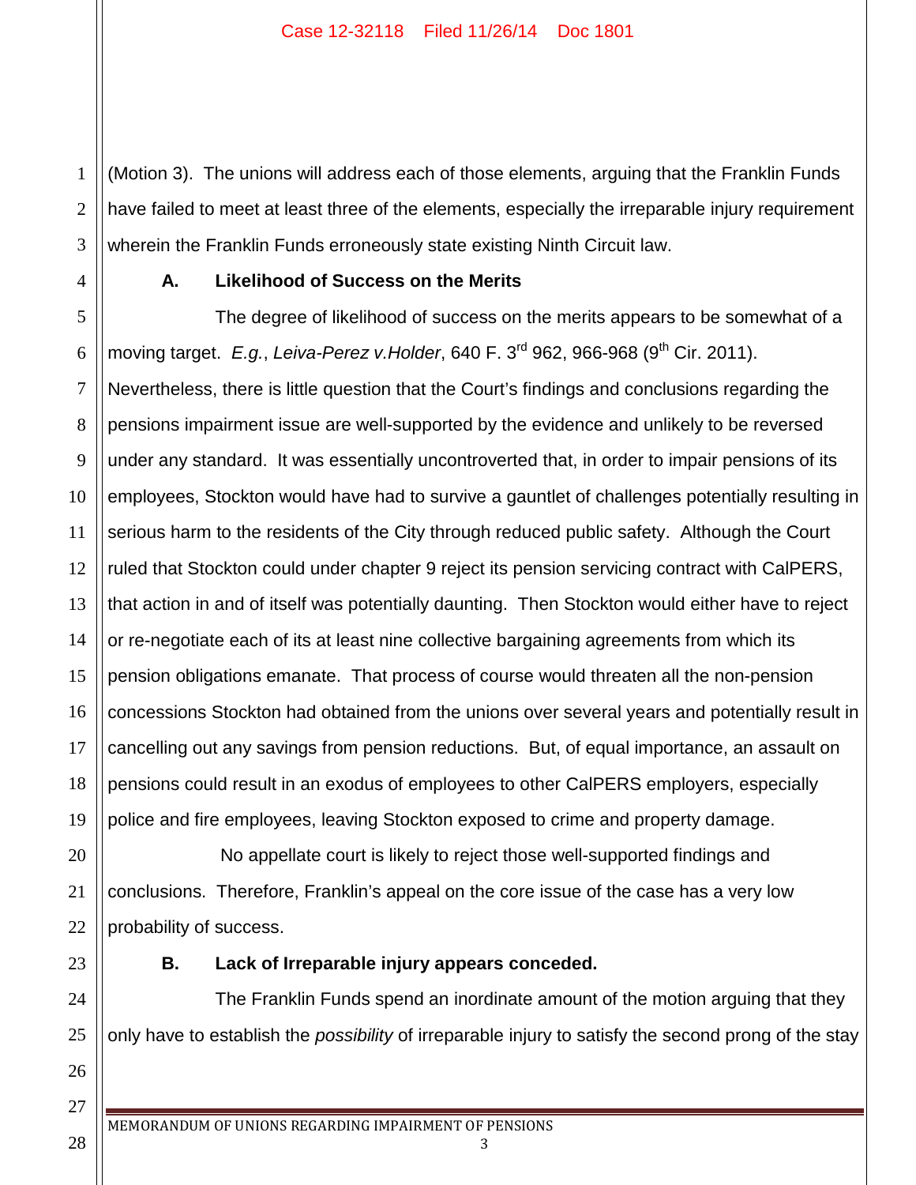(Motion 3). The unions will address each of those elements, arguing that the Franklin Funds have failed to meet at least three of the elements, especially the irreparable injury requirement wherein the Franklin Funds erroneously state existing Ninth Circuit law.

**A. Likelihood of Success on the Merits**

The degree of likelihood of success on the merits appears to be somewhat of a moving target. *E.g.*, *Leiva-Perez v.Holder*, 640 F. 3rd 962, 966-968 (9th Cir. 2011). Nevertheless, there is little question that the Court's findings and conclusions regarding the pensions impairment issue are well-supported by the evidence and unlikely to be reversed under any standard. It was essentially uncontroverted that, in order to impair pensions of its employees, Stockton would have had to survive a gauntlet of challenges potentially resulting in serious harm to the residents of the City through reduced public safety. Although the Court ruled that Stockton could under chapter 9 reject its pension servicing contract with CalPERS, that action in and of itself was potentially daunting. Then Stockton would either have to reject or re-negotiate each of its at least nine collective bargaining agreements from which its pension obligations emanate. That process of course would threaten all the non-pension concessions Stockton had obtained from the unions over several years and potentially result in cancelling out any savings from pension reductions. But, of equal importance, an assault on pensions could result in an exodus of employees to other CalPERS employers, especially police and fire employees, leaving Stockton exposed to crime and property damage.

No appellate court is likely to reject those well-supported findings and conclusions. Therefore, Franklin's appeal on the core issue of the case has a very low probability of success.

**B. Lack of Irreparable injury appears conceded.**

The Franklin Funds spend an inordinate amount of the motion arguing that they only have to establish the *possibility* of irreparable injury to satisfy the second prong of the stay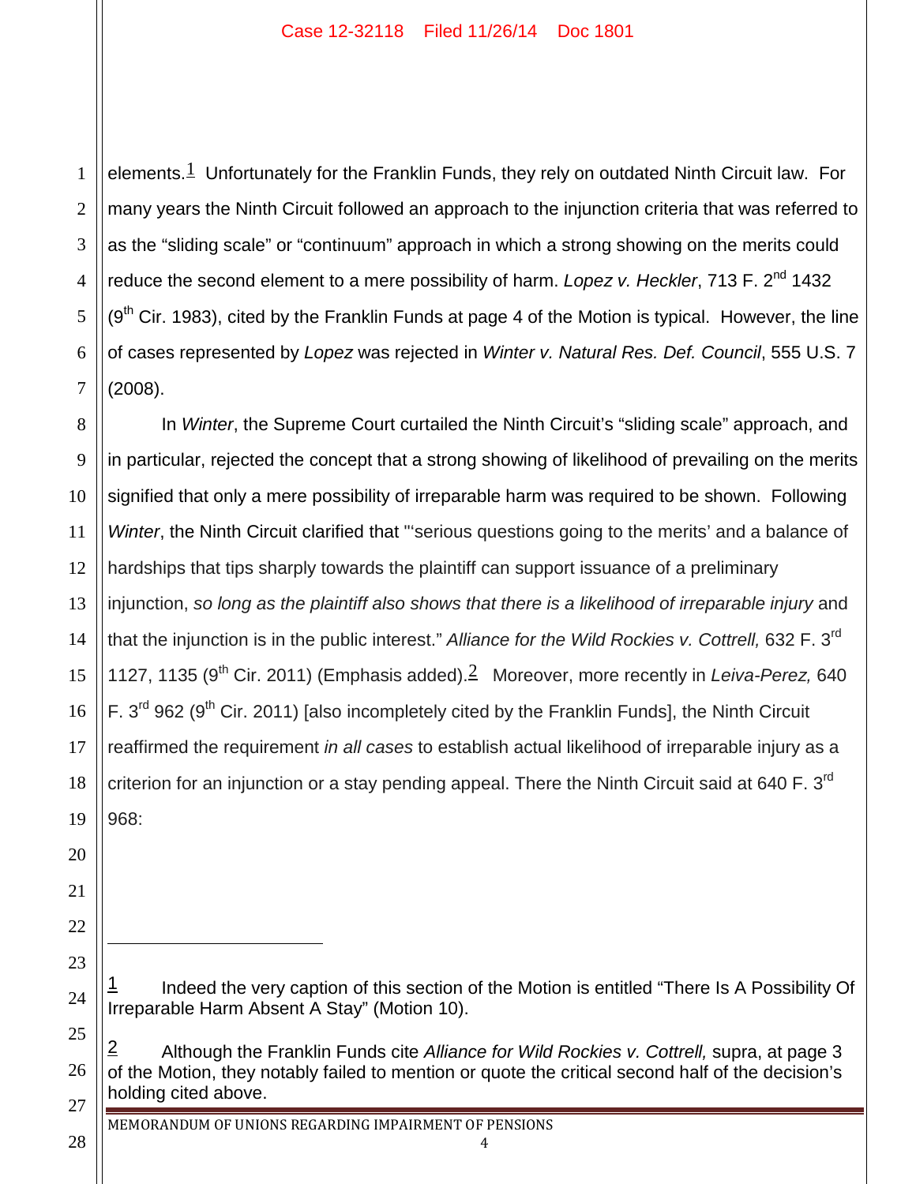elements.[1] Unfortunately for the Franklin Funds, they rely on outdated Ninth Circuit law. For many years the Ninth Circuit followed an approach to the injunction criteria that was referred to as the "sliding scale" or "continuum" approach in which a strong showing on the merits could reduce the second element to a mere possibility of harm. *Lopez v. Heckler*, 713 F. 2nd 1432 (9th Cir. 1983), cited by the Franklin Funds at page 4 of the Motion is typical. However, the line of cases represented by *Lopez* was rejected in *Winter v. Natural Res. Def. Council*, 555 U.S. 7 (2008).

In *Winter*, the Supreme Court curtailed the Ninth Circuit's "sliding scale" approach, and in particular, rejected the concept that a strong showing of likelihood of prevailing on the merits signified that only a mere possibility of irreparable harm was required to be shown. Following *Winter*, the Ninth Circuit clarified that "'serious questions going to the merits' and a balance of hardships that tips sharply towards the plaintiff can support issuance of a preliminary injunction, *so long as the plaintiff also shows that there is a likelihood of irreparable injury* and that the injunction is in the public interest." *Alliance for the Wild Rockies v. Cottrell,* 632 F. 3rd 1127, 1135 (9th Cir. 2011) (Emphasis added).[2] Moreover, more recently in *Leiva-Perez,* 640 F. 3rd 962 (9th Cir. 2011) [also incompletely cited by the Franklin Funds], the Ninth Circuit reaffirmed the requirement *in all cases* to establish actual likelihood of irreparable injury as a criterion for an injunction or a stay pending appeal. There the Ninth Circuit said at 640 F. 3rd 968:

---

[1] Indeed the very caption of this section of the Motion is entitled "There Is A Possibility Of Irreparable Harm Absent A Stay" (Motion 10).

[2] Although the Franklin Funds cite *Alliance for Wild Rockies v. Cottrell,* supra, at page 3 of the Motion, they notably failed to mention or quote the critical second half of the decision's holding cited above.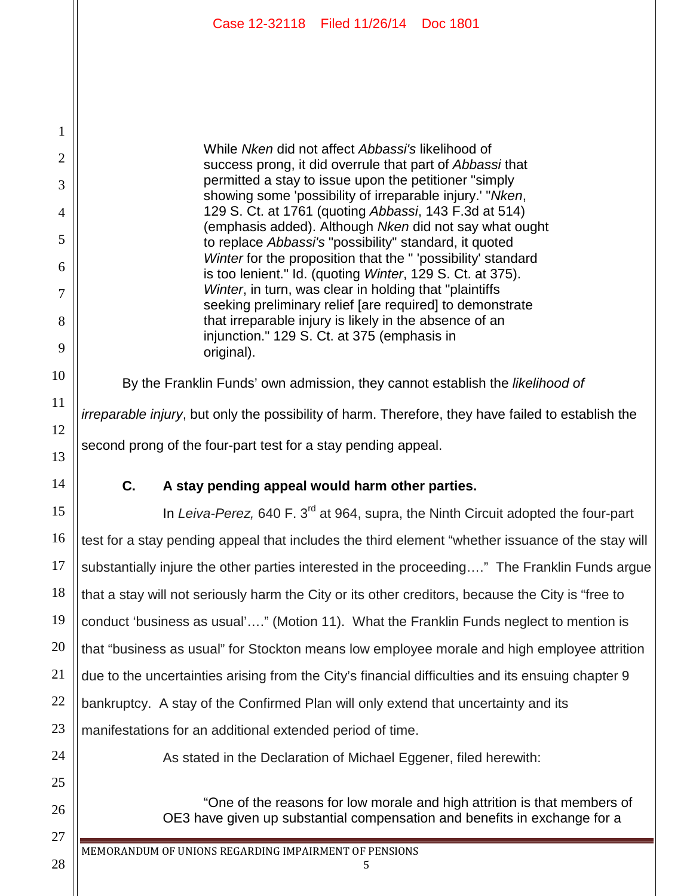> While *Nken* did not affect *Abbassi's* likelihood of success prong, it did overrule that part of *Abbassi* that permitted a stay to issue upon the petitioner "simply showing some 'possibility of irreparable injury.' "*Nken*, 129 S. Ct. at 1761 (quoting *Abbassi*, 143 F.3d at 514) (emphasis added). Although *Nken* did not say what ought to replace *Abbassi's* "possibility" standard, it quoted *Winter* for the proposition that the " 'possibility' standard is too lenient." Id. (quoting *Winter*, 129 S. Ct. at 375). *Winter*, in turn, was clear in holding that "plaintiffs seeking preliminary relief [are required] to demonstrate that irreparable injury is likely in the absence of an injunction." 129 S. Ct. at 375 (emphasis in original).

By the Franklin Funds' own admission, they cannot establish the *likelihood of irreparable injury*, but only the possibility of harm. Therefore, they have failed to establish the second prong of the four-part test for a stay pending appeal.

### C. A stay pending appeal would harm other parties.

In *Leiva-Perez,* 640 F. 3rd at 964, supra, the Ninth Circuit adopted the four-part test for a stay pending appeal that includes the third element "whether issuance of the stay will substantially injure the other parties interested in the proceeding…." The Franklin Funds argue that a stay will not seriously harm the City or its other creditors, because the City is "free to conduct 'business as usual'…." (Motion 11). What the Franklin Funds neglect to mention is that "business as usual" for Stockton means low employee morale and high employee attrition due to the uncertainties arising from the City's financial difficulties and its ensuing chapter 9 bankruptcy. A stay of the Confirmed Plan will only extend that uncertainty and its manifestations for an additional extended period of time.

As stated in the Declaration of Michael Eggener, filed herewith:

> "One of the reasons for low morale and high attrition is that members of OE3 have given up substantial compensation and benefits in exchange for a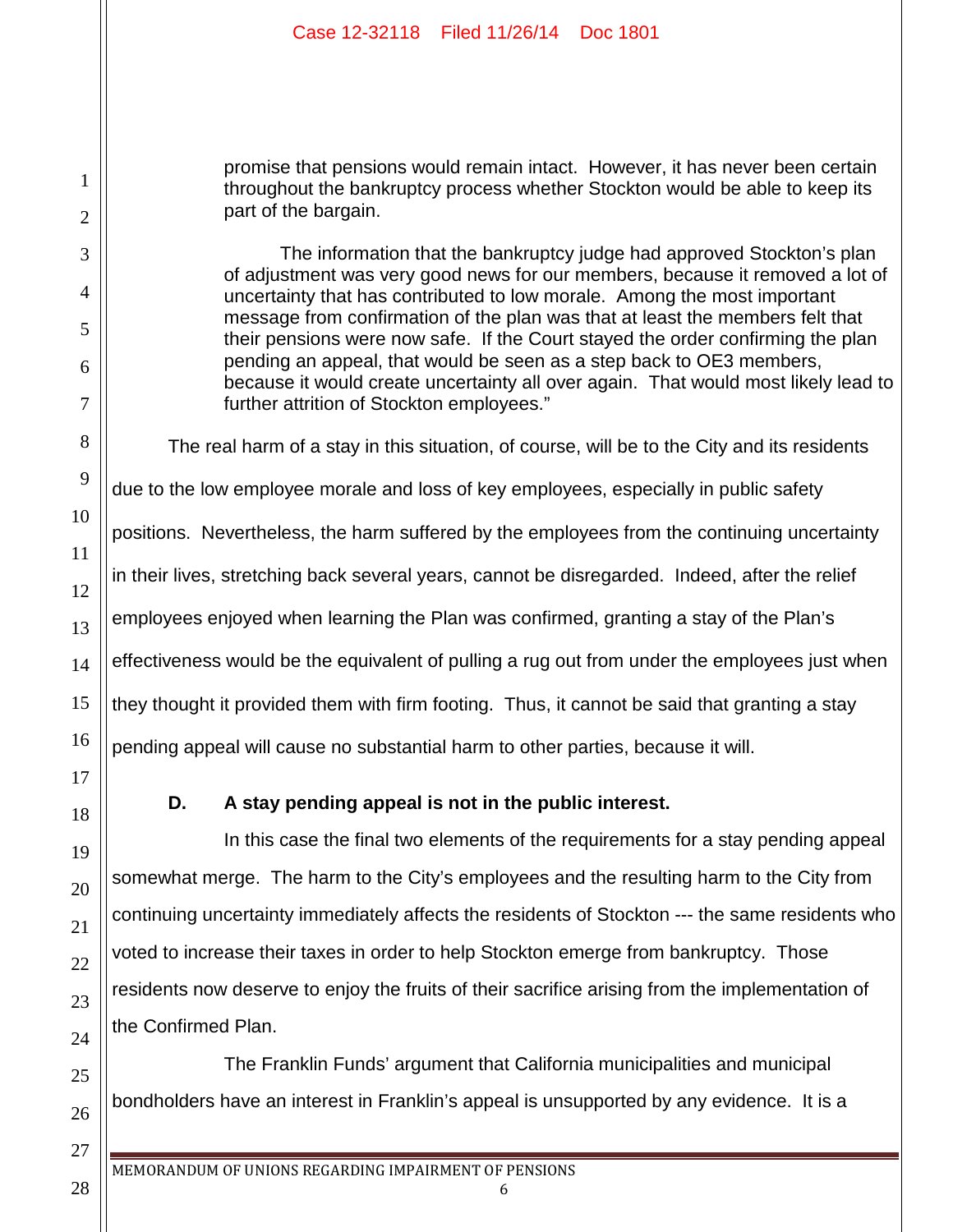> promise that pensions would remain intact. However, it has never been certain throughout the bankruptcy process whether Stockton would be able to keep its part of the bargain.
>
> The information that the bankruptcy judge had approved Stockton's plan of adjustment was very good news for our members, because it removed a lot of uncertainty that has contributed to low morale. Among the most important message from confirmation of the plan was that at least the members felt that their pensions were now safe. If the Court stayed the order confirming the plan pending an appeal, that would be seen as a step back to OE3 members, because it would create uncertainty all over again. That would most likely lead to further attrition of Stockton employees."

The real harm of a stay in this situation, of course, will be to the City and its residents due to the low employee morale and loss of key employees, especially in public safety positions. Nevertheless, the harm suffered by the employees from the continuing uncertainty in their lives, stretching back several years, cannot be disregarded. Indeed, after the relief employees enjoyed when learning the Plan was confirmed, granting a stay of the Plan's effectiveness would be the equivalent of pulling a rug out from under the employees just when they thought it provided them with firm footing. Thus, it cannot be said that granting a stay pending appeal will cause no substantial harm to other parties, because it will.

### D. A stay pending appeal is not in the public interest.

In this case the final two elements of the requirements for a stay pending appeal somewhat merge. The harm to the City's employees and the resulting harm to the City from continuing uncertainty immediately affects the residents of Stockton --- the same residents who voted to increase their taxes in order to help Stockton emerge from bankruptcy. Those residents now deserve to enjoy the fruits of their sacrifice arising from the implementation of the Confirmed Plan.

The Franklin Funds' argument that California municipalities and municipal bondholders have an interest in Franklin's appeal is unsupported by any evidence. It is a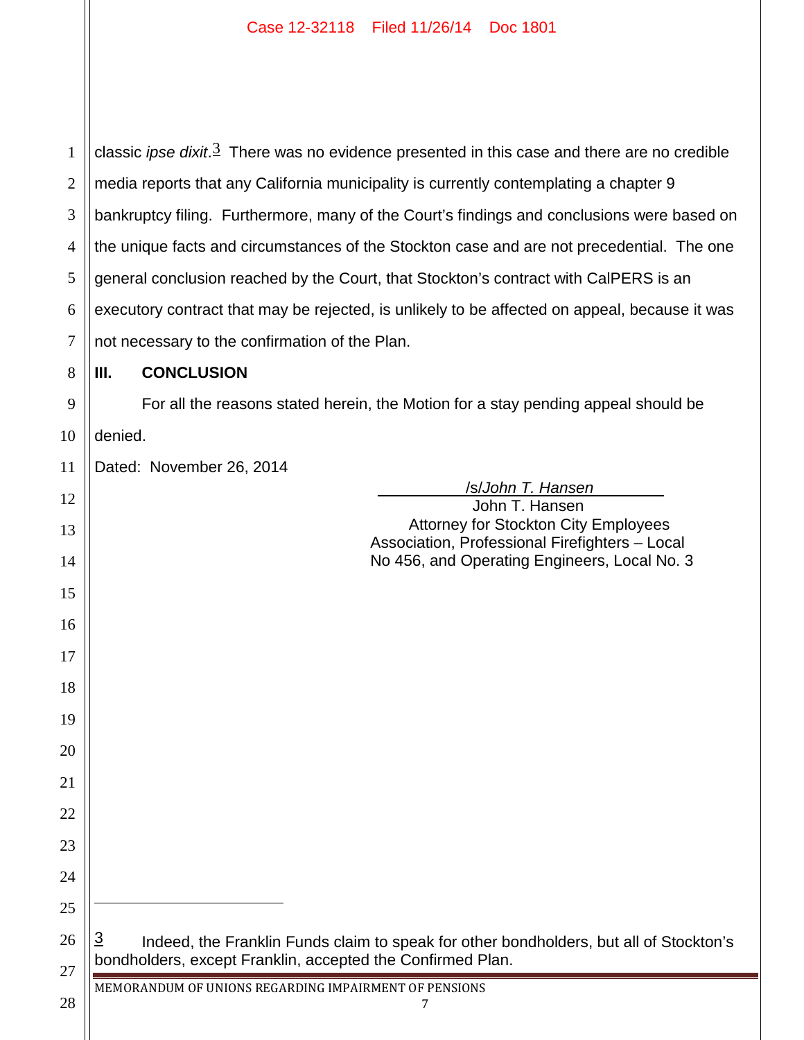classic *ipse dixit*.[3] There was no evidence presented in this case and there are no credible media reports that any California municipality is currently contemplating a chapter 9 bankruptcy filing. Furthermore, many of the Court's findings and conclusions were based on the unique facts and circumstances of the Stockton case and are not precedential. The one general conclusion reached by the Court, that Stockton's contract with CalPERS is an executory contract that may be rejected, is unlikely to be affected on appeal, because it was not necessary to the confirmation of the Plan.

## III. CONCLUSION

For all the reasons stated herein, the Motion for a stay pending appeal should be denied.

Dated: November 26, 2014

/s/*John T. Hansen*
John T. Hansen
Attorney for Stockton City Employees Association, Professional Firefighters – Local No 456, and Operating Engineers, Local No. 3

---

[3] Indeed, the Franklin Funds claim to speak for other bondholders, but all of Stockton's bondholders, except Franklin, accepted the Confirmed Plan.